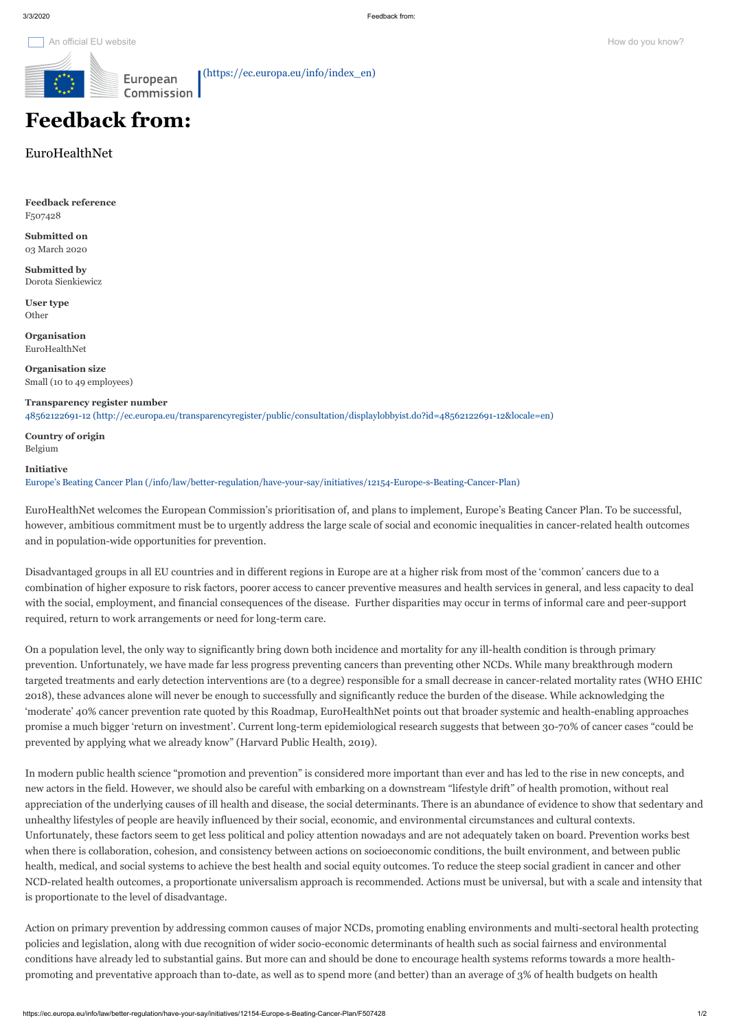An official EU website

How do you know?

European Commission (https://ec.europa.eu/info/index_en)

# Feedback from:

EuroHealthNet

**Feedback reference**
F507428

**Submitted on**
03 March 2020

**Submitted by**
Dorota Sienkiewicz

**User type**
Other

**Organisation**
EuroHealthNet

**Organisation size**
Small (10 to 49 employees)

**Transparency register number**
48562122691-12 (http://ec.europa.eu/transparencyregister/public/consultation/displaylobbyist.do?id=48562122691-12&locale=en)

**Country of origin**
Belgium

**Initiative**
Europe's Beating Cancer Plan (/info/law/better-regulation/have-your-say/initiatives/12154-Europe-s-Beating-Cancer-Plan)

EuroHealthNet welcomes the European Commission's prioritisation of, and plans to implement, Europe's Beating Cancer Plan. To be successful, however, ambitious commitment must be to urgently address the large scale of social and economic inequalities in cancer-related health outcomes and in population-wide opportunities for prevention.

Disadvantaged groups in all EU countries and in different regions in Europe are at a higher risk from most of the 'common' cancers due to a combination of higher exposure to risk factors, poorer access to cancer preventive measures and health services in general, and less capacity to deal with the social, employment, and financial consequences of the disease. Further disparities may occur in terms of informal care and peer-support required, return to work arrangements or need for long-term care.

On a population level, the only way to significantly bring down both incidence and mortality for any ill-health condition is through primary prevention. Unfortunately, we have made far less progress preventing cancers than preventing other NCDs. While many breakthrough modern targeted treatments and early detection interventions are (to a degree) responsible for a small decrease in cancer-related mortality rates (WHO EHIC 2018), these advances alone will never be enough to successfully and significantly reduce the burden of the disease. While acknowledging the 'moderate' 40% cancer prevention rate quoted by this Roadmap, EuroHealthNet points out that broader systemic and health-enabling approaches promise a much bigger 'return on investment'. Current long-term epidemiological research suggests that between 30-70% of cancer cases "could be prevented by applying what we already know" (Harvard Public Health, 2019).

In modern public health science "promotion and prevention" is considered more important than ever and has led to the rise in new concepts, and new actors in the field. However, we should also be careful with embarking on a downstream "lifestyle drift" of health promotion, without real appreciation of the underlying causes of ill health and disease, the social determinants. There is an abundance of evidence to show that sedentary and unhealthy lifestyles of people are heavily influenced by their social, economic, and environmental circumstances and cultural contexts. Unfortunately, these factors seem to get less political and policy attention nowadays and are not adequately taken on board. Prevention works best when there is collaboration, cohesion, and consistency between actions on socioeconomic conditions, the built environment, and between public health, medical, and social systems to achieve the best health and social equity outcomes. To reduce the steep social gradient in cancer and other NCD-related health outcomes, a proportionate universalism approach is recommended. Actions must be universal, but with a scale and intensity that is proportionate to the level of disadvantage.

Action on primary prevention by addressing common causes of major NCDs, promoting enabling environments and multi-sectoral health protecting policies and legislation, along with due recognition of wider socio-economic determinants of health such as social fairness and environmental conditions have already led to substantial gains. But more can and should be done to encourage health systems reforms towards a more health-promoting and preventative approach than to-date, as well as to spend more (and better) than an average of 3% of health budgets on health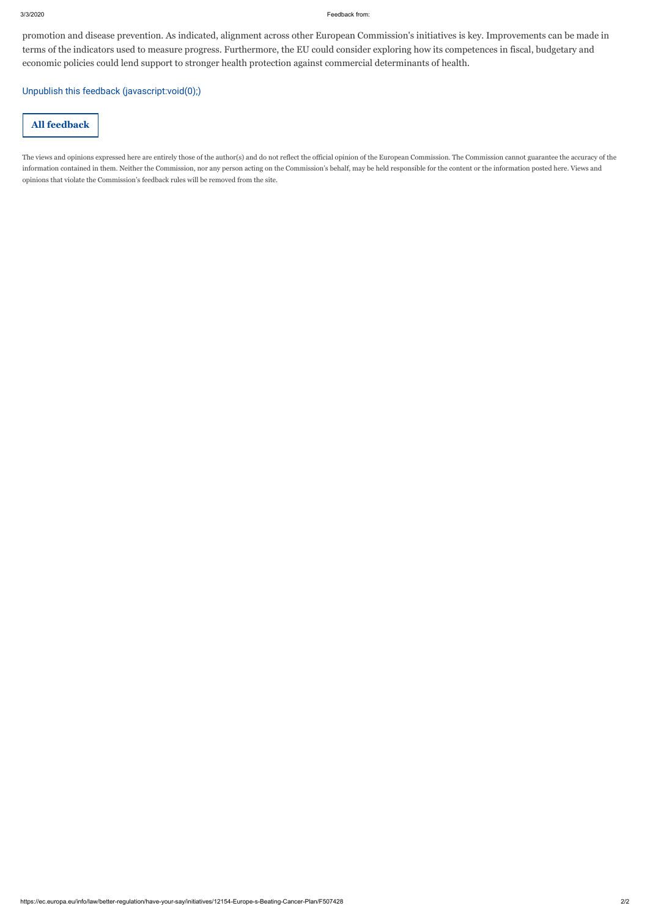promotion and disease prevention. As indicated, alignment across other European Commission's initiatives is key. Improvements can be made in terms of the indicators used to measure progress. Furthermore, the EU could consider exploring how its competences in fiscal, budgetary and economic policies could lend support to stronger health protection against commercial determinants of health.

Unpublish this feedback (javascript:void(0);)

**All feedback**

The views and opinions expressed here are entirely those of the author(s) and do not reflect the official opinion of the European Commission. The Commission cannot guarantee the accuracy of the information contained in them. Neither the Commission, nor any person acting on the Commission's behalf, may be held responsible for the content or the information posted here. Views and opinions that violate the Commission's feedback rules will be removed from the site.